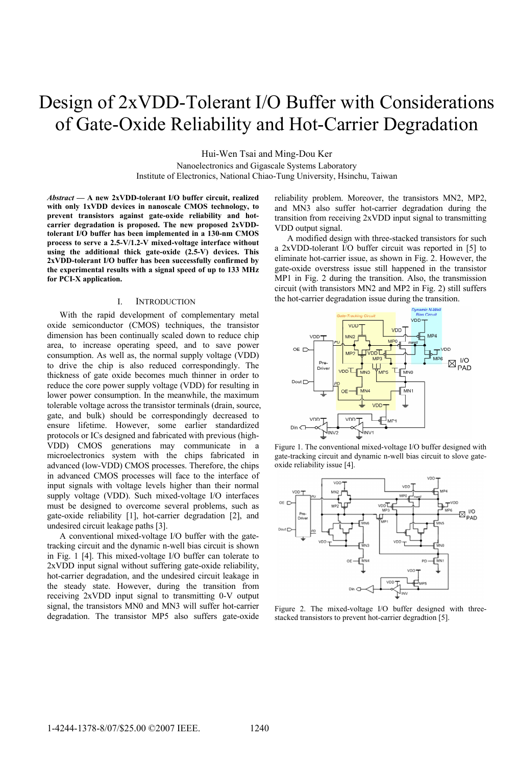# Design of 2xVDD-Tolerant I/O Buffer with Considerations of Gate-Oxide Reliability and Hot-Carrier Degradation

Hui-Wen Tsai and Ming-Dou Ker

Nanoelectronics and Gigascale Systems Laboratory
Institute of Electronics, National Chiao-Tung University, Hsinchu, Taiwan

***Abstract* — A new 2xVDD-tolerant I/O buffer circuit, realized with only 1xVDD devices in nanoscale CMOS technology, to prevent transistors against gate-oxide reliability and hot-carrier degradation is proposed. The new proposed 2xVDD-tolerant I/O buffer has been implemented in a 130-nm CMOS process to serve a 2.5-V/1.2-V mixed-voltage interface without using the additional thick gate-oxide (2.5-V) devices. This 2xVDD-tolerant I/O buffer has been successfully confirmed by the experimental results with a signal speed of up to 133 MHz for PCI-X application.**

## I. Introduction

With the rapid development of complementary metal oxide semiconductor (CMOS) techniques, the transistor dimension has been continually scaled down to reduce chip area, to increase operating speed, and to save power consumption. As well as, the normal supply voltage (VDD) to drive the chip is also reduced correspondingly. The thickness of gate oxide becomes much thinner in order to reduce the core power supply voltage (VDD) for resulting in lower power consumption. In the meanwhile, the maximum tolerable voltage across the transistor terminals (drain, source, gate, and bulk) should be correspondingly decreased to ensure lifetime. However, some earlier standardized protocols or ICs designed and fabricated with previous (high-VDD) CMOS generations may communicate in a microelectronics system with the chips fabricated in advanced (low-VDD) CMOS processes. Therefore, the chips in advanced CMOS processes will face to the interface of input signals with voltage levels higher than their normal supply voltage (VDD). Such mixed-voltage I/O interfaces must be designed to overcome several problems, such as gate-oxide reliability [1], hot-carrier degradation [2], and undesired circuit leakage paths [3].

A conventional mixed-voltage I/O buffer with the gate-tracking circuit and the dynamic n-well bias circuit is shown in Fig. 1 [4]. This mixed-voltage I/O buffer can tolerate to 2xVDD input signal without suffering gate-oxide reliability, hot-carrier degradation, and the undesired circuit leakage in the steady state. However, during the transition from receiving 2xVDD input signal to transmitting 0-V output signal, the transistors MN0 and MN3 will suffer hot-carrier degradation. The transistor MP5 also suffers gate-oxide reliability problem. Moreover, the transistors MN2, MP2, and MN3 also suffer hot-carrier degradation during the transition from receiving 2xVDD input signal to transmitting VDD output signal.

A modified design with three-stacked transistors for such a 2xVDD-tolerant I/O buffer circuit was reported in [5] to eliminate hot-carrier issue, as shown in Fig. 2. However, the gate-oxide overstress issue still happened in the transistor MP1 in Fig. 2 during the transition. Also, the transmission circuit (with transistors MN2 and MP2 in Fig. 2) still suffers the hot-carrier degradation issue during the transition.

Figure 1. The conventional mixed-voltage I/O buffer designed with gate-tracking circuit and dynamic n-well bias circuit to slove gate-oxide reliability issue [4].

Figure 2. The mixed-voltage I/O buffer designed with three-stacked transistors to prevent hot-carrier degradtion [5].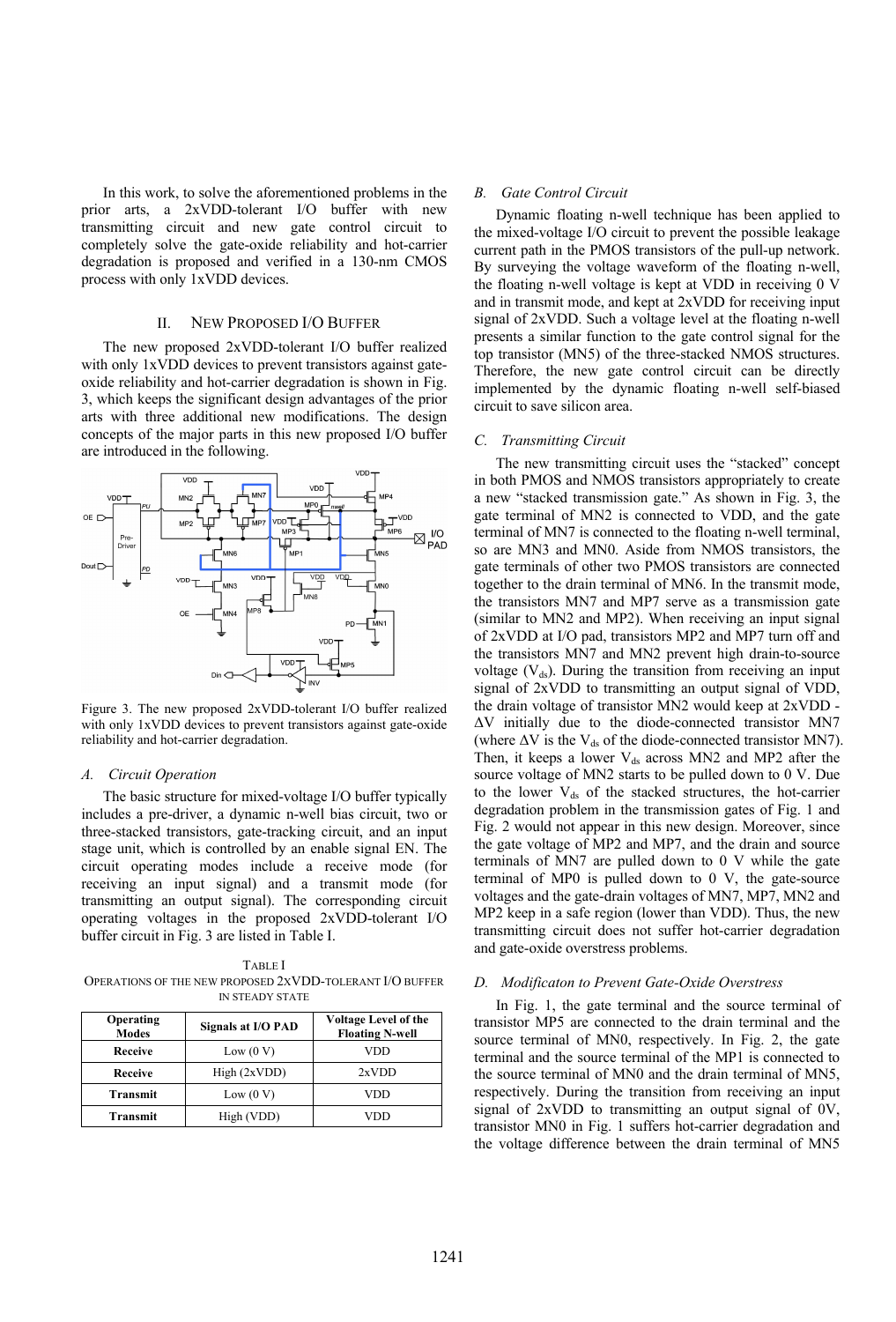In this work, to solve the aforementioned problems in the prior arts, a 2xVDD-tolerant I/O buffer with new transmitting circuit and new gate control circuit to completely solve the gate-oxide reliability and hot-carrier degradation is proposed and verified in a 130-nm CMOS process with only 1xVDD devices.

## II. New Proposed I/O Buffer

The new proposed 2xVDD-tolerant I/O buffer realized with only 1xVDD devices to prevent transistors against gate-oxide reliability and hot-carrier degradation is shown in Fig. 3, which keeps the significant design advantages of the prior arts with three additional new modifications. The design concepts of the major parts in this new proposed I/O buffer are introduced in the following.

Figure 3. The new proposed 2xVDD-tolerant I/O buffer realized with only 1xVDD devices to prevent transistors against gate-oxide reliability and hot-carrier degradation.

### *A. Circuit Operation*

The basic structure for mixed-voltage I/O buffer typically includes a pre-driver, a dynamic n-well bias circuit, two or three-stacked transistors, gate-tracking circuit, and an input stage unit, which is controlled by an enable signal EN. The circuit operating modes include a receive mode (for receiving an input signal) and a transmit mode (for transmitting an output signal). The corresponding circuit operating voltages in the proposed 2xVDD-tolerant I/O buffer circuit in Fig. 3 are listed in Table I.

TABLE I
OPERATIONS OF THE NEW PROPOSED 2XVDD-TOLERANT I/O BUFFER IN STEADY STATE

| Operating Modes | Signals at I/O PAD | Voltage Level of the Floating N-well |
|---|---|---|
| **Receive** | Low (0 V) | VDD |
| **Receive** | High (2xVDD) | 2xVDD |
| **Transmit** | Low (0 V) | VDD |
| **Transmit** | High (VDD) | VDD |

### *B. Gate Control Circuit*

Dynamic floating n-well technique has been applied to the mixed-voltage I/O circuit to prevent the possible leakage current path in the PMOS transistors of the pull-up network. By surveying the voltage waveform of the floating n-well, the floating n-well voltage is kept at VDD in receiving 0 V and in transmit mode, and kept at 2xVDD for receiving input signal of 2xVDD. Such a voltage level at the floating n-well presents a similar function to the gate control signal for the top transistor (MN5) of the three-stacked NMOS structures. Therefore, the new gate control circuit can be directly implemented by the dynamic floating n-well self-biased circuit to save silicon area.

### *C. Transmitting Circuit*

The new transmitting circuit uses the "stacked" concept in both PMOS and NMOS transistors appropriately to create a new "stacked transmission gate." As shown in Fig. 3, the gate terminal of MN2 is connected to VDD, and the gate terminal of MN7 is connected to the floating n-well terminal, so are MN3 and MN0. Aside from NMOS transistors, the gate terminals of other two PMOS transistors are connected together to the drain terminal of MN6. In the transmit mode, the transistors MN7 and MP7 serve as a transmission gate (similar to MN2 and MP2). When receiving an input signal of 2xVDD at I/O pad, transistors MP2 and MP7 turn off and the transistors MN7 and MN2 prevent high drain-to-source voltage ($V_{ds}$). During the transition from receiving an input signal of 2xVDD to transmitting an output signal of VDD, the drain voltage of transistor MN2 would keep at 2xVDD - $\Delta$V initially due to the diode-connected transistor MN7 (where $\Delta$V is the $V_{ds}$ of the diode-connected transistor MN7). Then, it keeps a lower $V_{ds}$ across MN2 and MP2 after the source voltage of MN2 starts to be pulled down to 0 V. Due to the lower $V_{ds}$ of the stacked structures, the hot-carrier degradation problem in the transmission gates of Fig. 1 and Fig. 2 would not appear in this new design. Moreover, since the gate voltage of MP2 and MP7, and the drain and source terminals of MN7 are pulled down to 0 V while the gate terminal of MP0 is pulled down to 0 V, the gate-source voltages and the gate-drain voltages of MN7, MP7, MN2 and MP2 keep in a safe region (lower than VDD). Thus, the new transmitting circuit does not suffer hot-carrier degradation and gate-oxide overstress problems.

### *D. Modificaton to Prevent Gate-Oxide Overstress*

In Fig. 1, the gate terminal and the source terminal of transistor MP5 are connected to the drain terminal and the source terminal of MN0, respectively. In Fig. 2, the gate terminal and the source terminal of the MP1 is connected to the source terminal of MN0 and the drain terminal of MN5, respectively. During the transition from receiving an input signal of 2xVDD to transmitting an output signal of 0V, transistor MN0 in Fig. 1 suffers hot-carrier degradation and the voltage difference between the drain terminal of MN5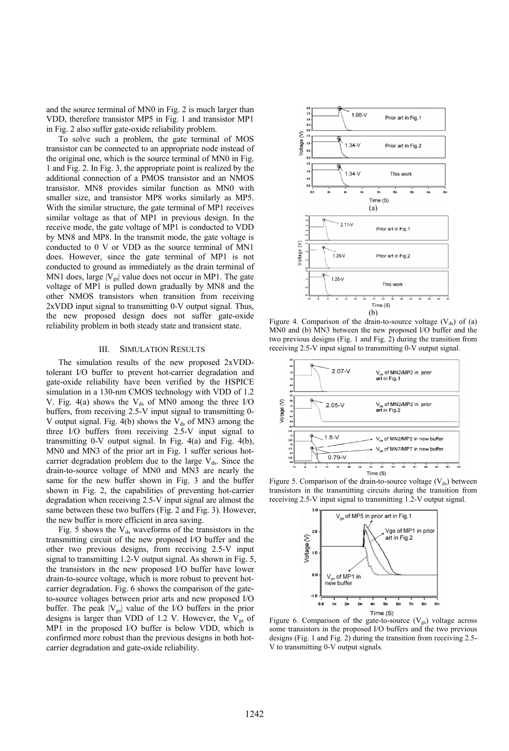and the source terminal of MN0 in Fig. 2 is much larger than VDD, therefore transistor MP5 in Fig. 1 and transistor MP1 in Fig. 2 also suffer gate-oxide reliability problem.

To solve such a problem, the gate terminal of MOS transistor can be connected to an appropriate node instead of the original one, which is the source terminal of MN0 in Fig. 1 and Fig. 2. In Fig. 3, the appropriate point is realized by the additional connection of a PMOS transistor and an NMOS transistor. MN8 provides similar function as MN0 with smaller size, and transistor MP8 works similarly as MP5. With the similar structure, the gate terminal of MP1 receives similar voltage as that of MP1 in previous design. In the receive mode, the gate voltage of MP1 is conducted to VDD by MN8 and MP8. In the transmit mode, the gate voltage is conducted to 0 V or VDD as the source terminal of MN1 does. However, since the gate terminal of MP1 is not conducted to ground as immediately as the drain terminal of MN1 does, large $|V_{gs}|$ value does not occur in MP1. The gate voltage of MP1 is pulled down gradually by MN8 and the other NMOS transistors when transition from receiving 2xVDD input signal to transmitting 0-V output signal. Thus, the new proposed design does not suffer gate-oxide reliability problem in both steady state and transient state.

## III. Simulation Results

The simulation results of the new proposed 2xVDD-tolerant I/O buffer to prevent hot-carrier degradation and gate-oxide reliability have been verified by the HSPICE simulation in a 130-nm CMOS technology with VDD of 1.2 V. Fig. 4(a) shows the $V_{ds}$ of MN0 among the three I/O buffers, from receiving 2.5-V input signal to transmitting 0-V output signal. Fig. 4(b) shows the $V_{ds}$ of MN3 among the three I/O buffers from receiving 2.5-V input signal to transmitting 0-V output signal. In Fig. 4(a) and Fig. 4(b), MN0 and MN3 of the prior art in Fig. 1 suffer serious hot-carrier degradation problem due to the large $V_{ds}$. Since the drain-to-source voltage of MN0 and MN3 are nearly the same for the new buffer shown in Fig. 3 and the buffer shown in Fig. 2, the capabilities of preventing hot-carrier degradation when receiving 2.5-V input signal are almost the same between these two buffers (Fig. 2 and Fig. 3). However, the new buffer is more efficient in area saving.

Fig. 5 shows the $V_{ds}$ waveforms of the transistors in the transmitting circuit of the new proposed I/O buffer and the other two previous designs, from receiving 2.5-V input signal to transmitting 1.2-V output signal. As shown in Fig. 5, the transistors in the new proposed I/O buffer have lower drain-to-source voltage, which is more robust to prevent hot-carrier degradation. Fig. 6 shows the comparison of the gate-to-source voltages between prior arts and new proposed I/O buffer. The peak $|V_{gs}|$ value of the I/O buffers in the prior designs is larger than VDD of 1.2 V. However, the $V_{gs}$ of MP1 in the proposed I/O buffer is below VDD, which is confirmed more robust than the previous designs in both hot-carrier degradation and gate-oxide reliability.

Figure 4. Comparison of the drain-to-source voltage ($V_{ds}$) of (a) MN0 and (b) MN3 between the new proposed I/O buffer and the two previous designs (Fig. 1 and Fig. 2) during the transition from receiving 2.5-V input signal to transmitting 0-V output signal.

Figure 5. Comparison of the drain-to-source voltage ($V_{ds}$) between transistors in the transmitting circuits during the transition from receiving 2.5-V input signal to transmitting 1.2-V output signal.

Figure 6. Comparison of the gate-to-source ($V_{gs}$) voltage across some transistors in the proposed I/O buffers and the two previous designs (Fig. 1 and Fig. 2) during the transition from receiving 2.5-V to transmitting 0-V output signals.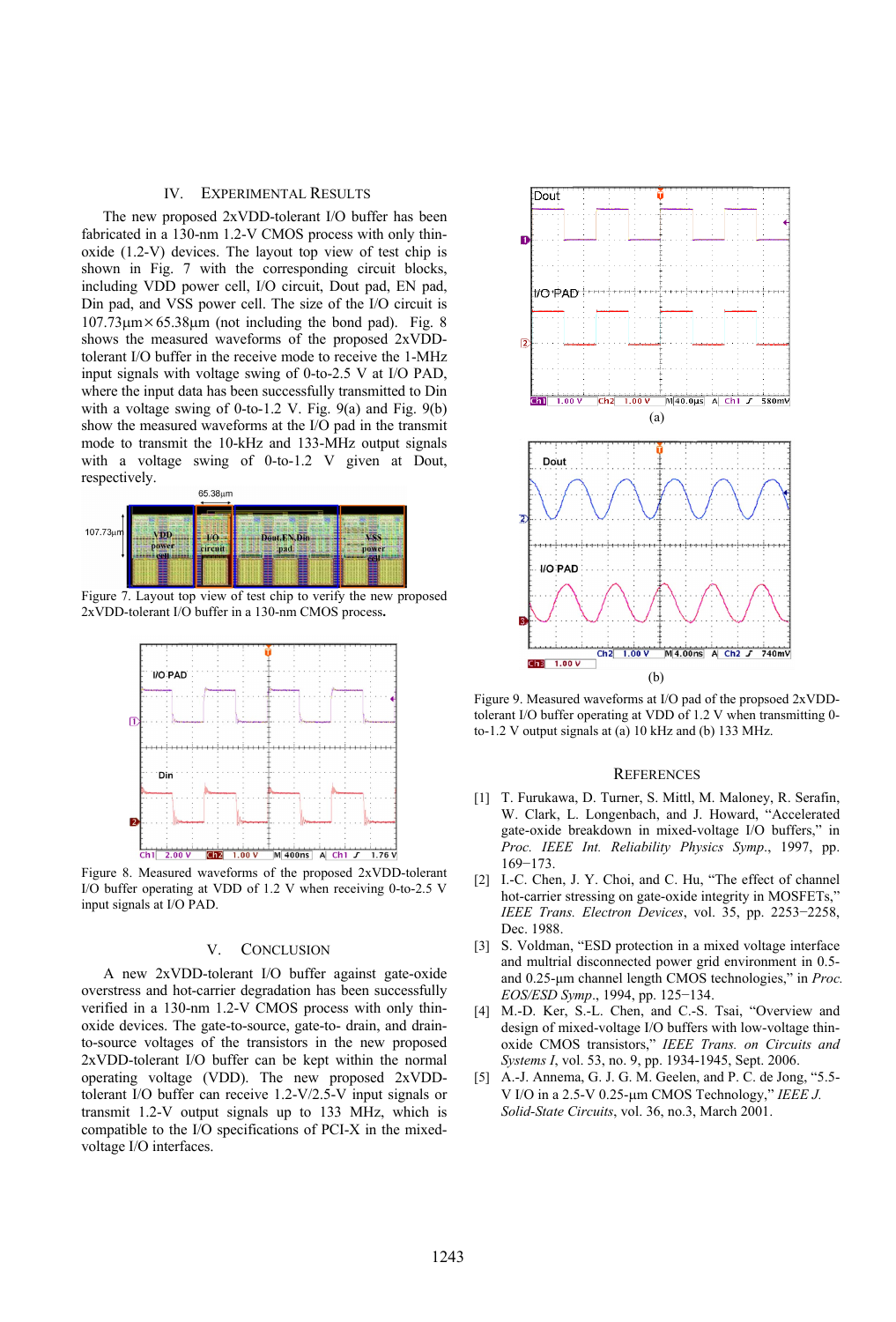## IV. Experimental Results

The new proposed 2xVDD-tolerant I/O buffer has been fabricated in a 130-nm 1.2-V CMOS process with only thin-oxide (1.2-V) devices. The layout top view of test chip is shown in Fig. 7 with the corresponding circuit blocks, including VDD power cell, I/O circuit, Dout pad, EN pad, Din pad, and VSS power cell. The size of the I/O circuit is 107.73μm × 65.38μm (not including the bond pad). Fig. 8 shows the measured waveforms of the proposed 2xVDD-tolerant I/O buffer in the receive mode to receive the 1-MHz input signals with voltage swing of 0-to-2.5 V at I/O PAD, where the input data has been successfully transmitted to Din with a voltage swing of 0-to-1.2 V. Fig. 9(a) and Fig. 9(b) show the measured waveforms at the I/O pad in the transmit mode to transmit the 10-kHz and 133-MHz output signals with a voltage swing of 0-to-1.2 V given at Dout, respectively.

65.38μm

107.73μm

VDD power cell

I/O circuit

Dout,EN,Din pad

VSS power cell

Figure 7. Layout top view of test chip to verify the new proposed 2xVDD-tolerant I/O buffer in a 130-nm CMOS process.

I/O PAD

Din

Ch1 2.00 V Ch2 1.00 V M 400ns A Ch1 ƒ 1.76 V

Figure 8. Measured waveforms of the proposed 2xVDD-tolerant I/O buffer operating at VDD of 1.2 V when receiving 0-to-2.5 V input signals at I/O PAD.

## V. Conclusion

A new 2xVDD-tolerant I/O buffer against gate-oxide overstress and hot-carrier degradation has been successfully verified in a 130-nm 1.2-V CMOS process with only thin-oxide devices. The gate-to-source, gate-to- drain, and drain-to-source voltages of the transistors in the new proposed 2xVDD-tolerant I/O buffer can be kept within the normal operating voltage (VDD). The new proposed 2xVDD-tolerant I/O buffer can receive 1.2-V/2.5-V input signals or transmit 1.2-V output signals up to 133 MHz, which is compatible to the I/O specifications of PCI-X in the mixed-voltage I/O interfaces.

Dout

I/O PAD

Ch1 1.00 V Ch2 1.00 V M 40.0μs A Ch1 ƒ 580mV

(a)

Dout

I/O PAD

Ch2 1.00 V M 4.00ns A Ch2 ƒ 740mV

Ch3 1.00 V

(b)

Figure 9. Measured waveforms at I/O pad of the propsoed 2xVDD-tolerant I/O buffer operating at VDD of 1.2 V when transmitting 0-to-1.2 V output signals at (a) 10 kHz and (b) 133 MHz.

## References

[1] T. Furukawa, D. Turner, S. Mittl, M. Maloney, R. Serafin, W. Clark, L. Longenbach, and J. Howard, "Accelerated gate-oxide breakdown in mixed-voltage I/O buffers," in *Proc. IEEE Int. Reliability Physics Symp.*, 1997, pp. 169−173.

[2] I.-C. Chen, J. Y. Choi, and C. Hu, "The effect of channel hot-carrier stressing on gate-oxide integrity in MOSFETs," *IEEE Trans. Electron Devices*, vol. 35, pp. 2253−2258, Dec. 1988.

[3] S. Voldman, "ESD protection in a mixed voltage interface and multrial disconnected power grid environment in 0.5- and 0.25-μm channel length CMOS technologies," in *Proc. EOS/ESD Symp*., 1994, pp. 125−134.

[4] M.-D. Ker, S.-L. Chen, and C.-S. Tsai, "Overview and design of mixed-voltage I/O buffers with low-voltage thin-oxide CMOS transistors," *IEEE Trans. on Circuits and Systems I*, vol. 53, no. 9, pp. 1934-1945, Sept. 2006.

[5] A.-J. Annema, G. J. G. M. Geelen, and P. C. de Jong, "5.5-V I/O in a 2.5-V 0.25-μm CMOS Technology," *IEEE J. Solid-State Circuits*, vol. 36, no.3, March 2001.